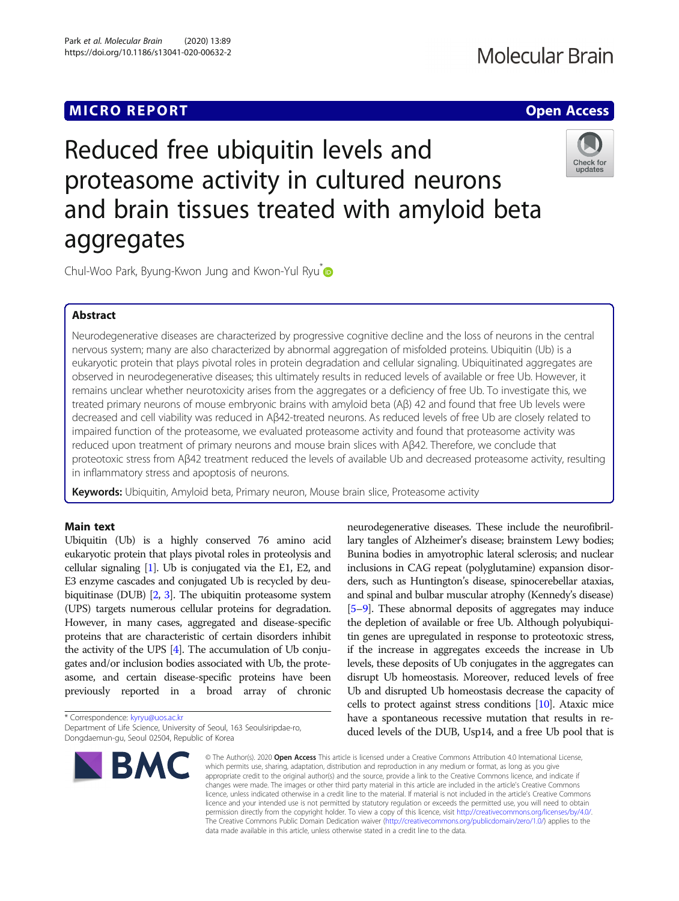MICRO REPORT

Open Access

# Reduced free ubiquitin levels and proteasome activity in cultured neurons and brain tissues treated with amyloid beta aggregates

Chul-Woo Park, Byung-Kwon Jung and Kwon-Yul Ryu*

## Abstract

Neurodegenerative diseases are characterized by progressive cognitive decline and the loss of neurons in the central nervous system; many are also characterized by abnormal aggregation of misfolded proteins. Ubiquitin (Ub) is a eukaryotic protein that plays pivotal roles in protein degradation and cellular signaling. Ubiquitinated aggregates are observed in neurodegenerative diseases; this ultimately results in reduced levels of available or free Ub. However, it remains unclear whether neurotoxicity arises from the aggregates or a deficiency of free Ub. To investigate this, we treated primary neurons of mouse embryonic brains with amyloid beta (Aβ) 42 and found that free Ub levels were decreased and cell viability was reduced in Aβ42-treated neurons. As reduced levels of free Ub are closely related to impaired function of the proteasome, we evaluated proteasome activity and found that proteasome activity was reduced upon treatment of primary neurons and mouse brain slices with Aβ42. Therefore, we conclude that proteotoxic stress from Aβ42 treatment reduced the levels of available Ub and decreased proteasome activity, resulting in inflammatory stress and apoptosis of neurons.

**Keywords:** Ubiquitin, Amyloid beta, Primary neuron, Mouse brain slice, Proteasome activity

## Main text

Ubiquitin (Ub) is a highly conserved 76 amino acid eukaryotic protein that plays pivotal roles in proteolysis and cellular signaling [1]. Ub is conjugated via the E1, E2, and E3 enzyme cascades and conjugated Ub is recycled by deubiquitinase (DUB) [2, 3]. The ubiquitin proteasome system (UPS) targets numerous cellular proteins for degradation. However, in many cases, aggregated and disease-specific proteins that are characteristic of certain disorders inhibit the activity of the UPS [4]. The accumulation of Ub conjugates and/or inclusion bodies associated with Ub, the proteasome, and certain disease-specific proteins have been previously reported in a broad array of chronic neurodegenerative diseases. These include the neurofibrillary tangles of Alzheimer's disease; brainstem Lewy bodies; Bunina bodies in amyotrophic lateral sclerosis; and nuclear inclusions in CAG repeat (polyglutamine) expansion disorders, such as Huntington's disease, spinocerebellar ataxias, and spinal and bulbar muscular atrophy (Kennedy's disease) [5–9]. These abnormal deposits of aggregates may induce the depletion of available or free Ub. Although polyubiquitin genes are upregulated in response to proteotoxic stress, if the increase in aggregates exceeds the increase in Ub levels, these deposits of Ub conjugates in the aggregates can disrupt Ub homeostasis. Moreover, reduced levels of free Ub and disrupted Ub homeostasis decrease the capacity of cells to protect against stress conditions [10]. Ataxic mice have a spontaneous recessive mutation that results in reduced levels of the DUB, Usp14, and a free Ub pool that is

* Correspondence: kyryu@uos.ac.kr
Department of Life Science, University of Seoul, 163 Seoulsiripdae-ro, Dongdaemun-gu, Seoul 02504, Republic of Korea

© The Author(s). 2020 **Open Access** This article is licensed under a Creative Commons Attribution 4.0 International License, which permits use, sharing, adaptation, distribution and reproduction in any medium or format, as long as you give appropriate credit to the original author(s) and the source, provide a link to the Creative Commons licence, and indicate if changes were made. The images or other third party material in this article are included in the article's Creative Commons licence, unless indicated otherwise in a credit line to the material. If material is not included in the article's Creative Commons licence and your intended use is not permitted by statutory regulation or exceeds the permitted use, you will need to obtain permission directly from the copyright holder. To view a copy of this licence, visit http://creativecommons.org/licenses/by/4.0/. The Creative Commons Public Domain Dedication waiver (http://creativecommons.org/publicdomain/zero/1.0/) applies to the data made available in this article, unless otherwise stated in a credit line to the data.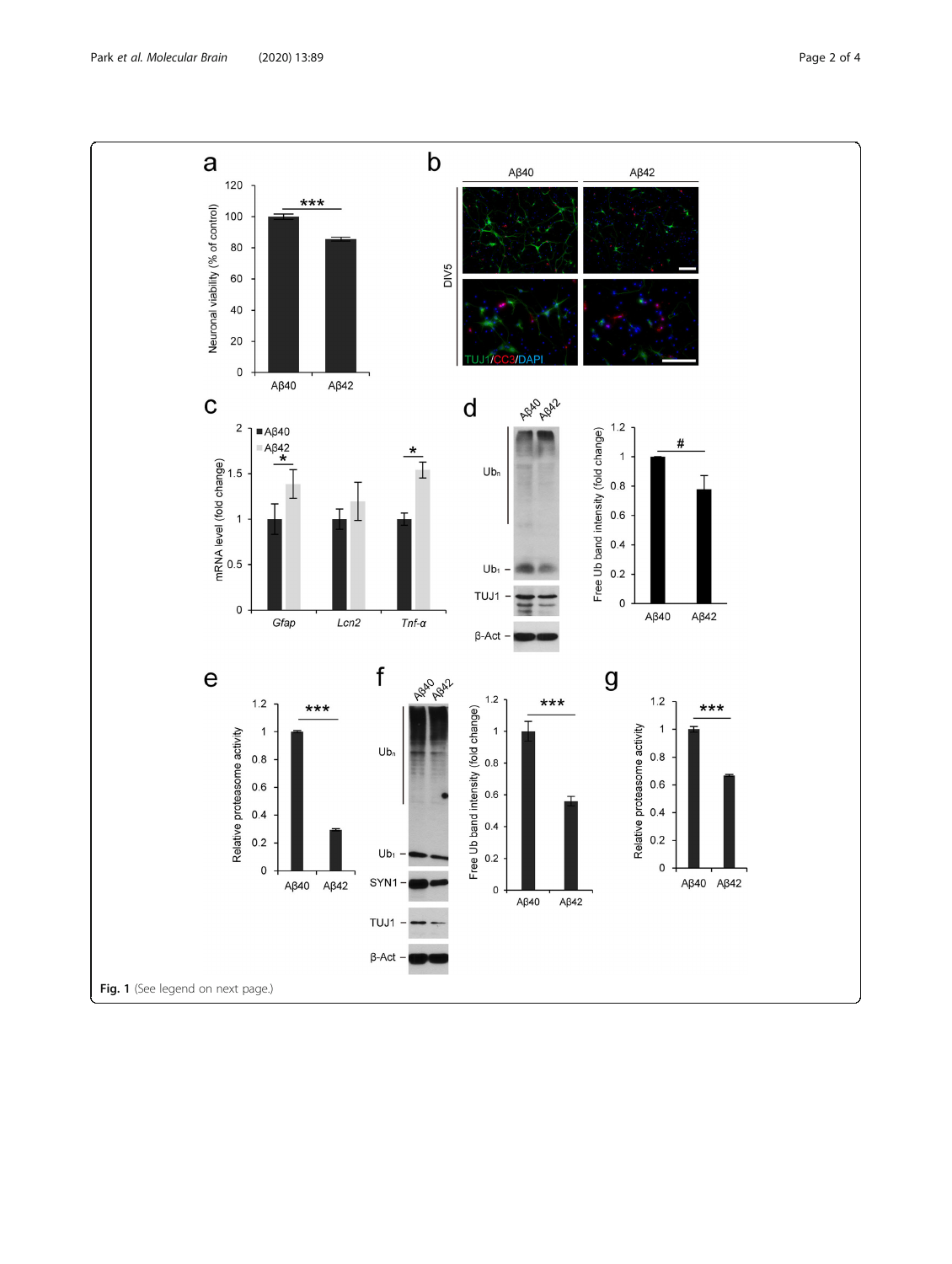Fig. 1 (See legend on next page.)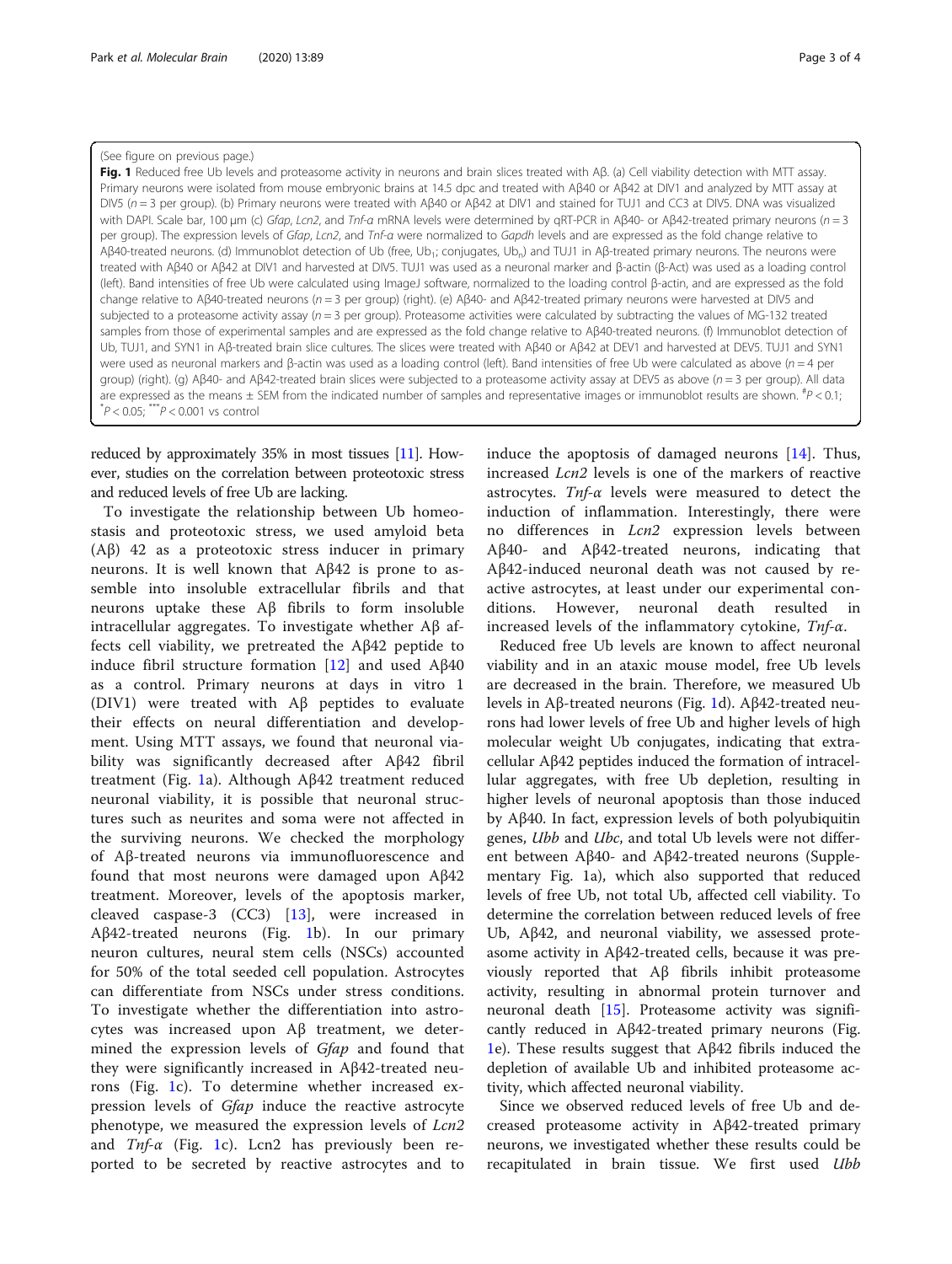(See figure on previous page.)

**Fig. 1** Reduced free Ub levels and proteasome activity in neurons and brain slices treated with Aβ. (a) Cell viability detection with MTT assay. Primary neurons were isolated from mouse embryonic brains at 14.5 dpc and treated with Aβ40 or Aβ42 at DIV1 and analyzed by MTT assay at DIV5 ($n = 3$ per group). (b) Primary neurons were treated with Aβ40 or Aβ42 at DIV1 and stained for TUJ1 and CC3 at DIV5. DNA was visualized with DAPI. Scale bar, 100 μm (c) *Gfap*, *Lcn2*, and *Tnf-α* mRNA levels were determined by qRT-PCR in Aβ40- or Aβ42-treated primary neurons ($n = 3$ per group). The expression levels of *Gfap*, *Lcn2*, and *Tnf-α* were normalized to *Gapdh* levels and are expressed as the fold change relative to Aβ40-treated neurons. (d) Immunoblot detection of Ub (free, $Ub_1$; conjugates, $Ub_n$) and TUJ1 in Aβ-treated primary neurons. The neurons were treated with Aβ40 or Aβ42 at DIV1 and harvested at DIV5. TUJ1 was used as a neuronal marker and β-actin (β-Act) was used as a loading control (left). Band intensities of free Ub were calculated using ImageJ software, normalized to the loading control β-actin, and are expressed as the fold change relative to Aβ40-treated neurons ($n = 3$ per group) (right). (e) Aβ40- and Aβ42-treated primary neurons were harvested at DIV5 and subjected to a proteasome activity assay ($n = 3$ per group). Proteasome activities were calculated by subtracting the values of MG-132 treated samples from those of experimental samples and are expressed as the fold change relative to Aβ40-treated neurons. (f) Immunoblot detection of Ub, TUJ1, and SYN1 in Aβ-treated brain slice cultures. The slices were treated with Aβ40 or Aβ42 at DEV1 and harvested at DEV5. TUJ1 and SYN1 were used as neuronal markers and β-actin was used as a loading control (left). Band intensities of free Ub were calculated as above ($n = 4$ per group) (right). (g) Aβ40- and Aβ42-treated brain slices were subjected to a proteasome activity assay at DEV5 as above ($n = 3$ per group). All data are expressed as the means ± SEM from the indicated number of samples and representative images or immunoblot results are shown. $^{\#}P < 0.1$; $^{*}P < 0.05$; $^{***}P < 0.001$ vs control

reduced by approximately 35% in most tissues [11]. However, studies on the correlation between proteotoxic stress and reduced levels of free Ub are lacking.

To investigate the relationship between Ub homeostasis and proteotoxic stress, we used amyloid beta (Aβ) 42 as a proteotoxic stress inducer in primary neurons. It is well known that Aβ42 is prone to assemble into insoluble extracellular fibrils and that neurons uptake these Aβ fibrils to form insoluble intracellular aggregates. To investigate whether Aβ affects cell viability, we pretreated the Aβ42 peptide to induce fibril structure formation [12] and used Aβ40 as a control. Primary neurons at days in vitro 1 (DIV1) were treated with Aβ peptides to evaluate their effects on neural differentiation and development. Using MTT assays, we found that neuronal viability was significantly decreased after Aβ42 fibril treatment (Fig. 1a). Although Aβ42 treatment reduced neuronal viability, it is possible that neuronal structures such as neurites and soma were not affected in the surviving neurons. We checked the morphology of Aβ-treated neurons via immunofluorescence and found that most neurons were damaged upon Aβ42 treatment. Moreover, levels of the apoptosis marker, cleaved caspase-3 (CC3) [13], were increased in Aβ42-treated neurons (Fig. 1b). In our primary neuron cultures, neural stem cells (NSCs) accounted for 50% of the total seeded cell population. Astrocytes can differentiate from NSCs under stress conditions. To investigate whether the differentiation into astrocytes was increased upon Aβ treatment, we determined the expression levels of *Gfap* and found that they were significantly increased in Aβ42-treated neurons (Fig. 1c). To determine whether increased expression levels of *Gfap* induce the reactive astrocyte phenotype, we measured the expression levels of *Lcn2* and *Tnf-α* (Fig. 1c). Lcn2 has previously been reported to be secreted by reactive astrocytes and to induce the apoptosis of damaged neurons [14]. Thus, increased *Lcn2* levels is one of the markers of reactive astrocytes. *Tnf-α* levels were measured to detect the induction of inflammation. Interestingly, there were no differences in *Lcn2* expression levels between Aβ40- and Aβ42-treated neurons, indicating that Aβ42-induced neuronal death was not caused by reactive astrocytes, at least under our experimental conditions. However, neuronal death resulted in increased levels of the inflammatory cytokine, *Tnf-α*.

Reduced free Ub levels are known to affect neuronal viability and in an ataxic mouse model, free Ub levels are decreased in the brain. Therefore, we measured Ub levels in Aβ-treated neurons (Fig. 1d). Aβ42-treated neurons had lower levels of free Ub and higher levels of high molecular weight Ub conjugates, indicating that extracellular Aβ42 peptides induced the formation of intracellular aggregates, with free Ub depletion, resulting in higher levels of neuronal apoptosis than those induced by Aβ40. In fact, expression levels of both polyubiquitin genes, *Ubb* and *Ubc*, and total Ub levels were not different between Aβ40- and Aβ42-treated neurons (Supplementary Fig. 1a), which also supported that reduced levels of free Ub, not total Ub, affected cell viability. To determine the correlation between reduced levels of free Ub, Aβ42, and neuronal viability, we assessed proteasome activity in Aβ42-treated cells, because it was previously reported that Aβ fibrils inhibit proteasome activity, resulting in abnormal protein turnover and neuronal death [15]. Proteasome activity was significantly reduced in Aβ42-treated primary neurons (Fig. 1e). These results suggest that Aβ42 fibrils induced the depletion of available Ub and inhibited proteasome activity, which affected neuronal viability.

Since we observed reduced levels of free Ub and decreased proteasome activity in Aβ42-treated primary neurons, we investigated whether these results could be recapitulated in brain tissue. We first used *Ubb*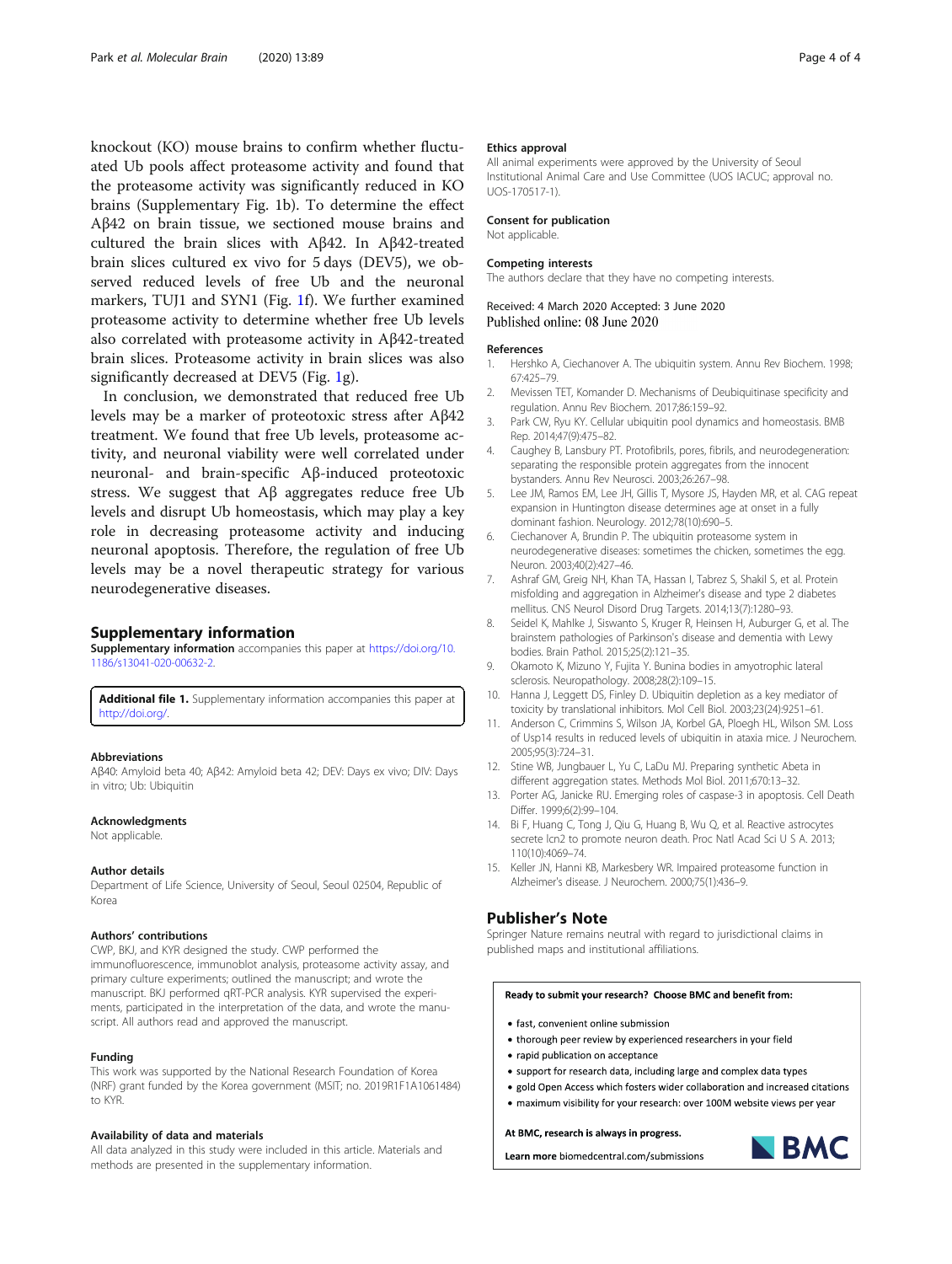knockout (KO) mouse brains to confirm whether fluctuated Ub pools affect proteasome activity and found that the proteasome activity was significantly reduced in KO brains (Supplementary Fig. 1b). To determine the effect Aβ42 on brain tissue, we sectioned mouse brains and cultured the brain slices with Aβ42. In Aβ42-treated brain slices cultured ex vivo for 5 days (DEV5), we observed reduced levels of free Ub and the neuronal markers, TUJ1 and SYN1 (Fig. 1f). We further examined proteasome activity to determine whether free Ub levels also correlated with proteasome activity in Aβ42-treated brain slices. Proteasome activity in brain slices was also significantly decreased at DEV5 (Fig. 1g).

In conclusion, we demonstrated that reduced free Ub levels may be a marker of proteotoxic stress after Aβ42 treatment. We found that free Ub levels, proteasome activity, and neuronal viability were well correlated under neuronal- and brain-specific Aβ-induced proteotoxic stress. We suggest that Aβ aggregates reduce free Ub levels and disrupt Ub homeostasis, which may play a key role in decreasing proteasome activity and inducing neuronal apoptosis. Therefore, the regulation of free Ub levels may be a novel therapeutic strategy for various neurodegenerative diseases.

## Supplementary information

**Supplementary information** accompanies this paper at https://doi.org/10.1186/s13041-020-00632-2.

**Additional file 1.** Supplementary information accompanies this paper at http://doi.org/.

### Abbreviations

Aβ40: Amyloid beta 40; Aβ42: Amyloid beta 42; DEV: Days ex vivo; DIV: Days in vitro; Ub: Ubiquitin

### Acknowledgments

Not applicable.

### Author details

Department of Life Science, University of Seoul, Seoul 02504, Republic of Korea

### Authors' contributions

CWP, BKJ, and KYR designed the study. CWP performed the immunofluorescence, immunoblot analysis, proteasome activity assay, and primary culture experiments; outlined the manuscript; and wrote the manuscript. BKJ performed qRT-PCR analysis. KYR supervised the experiments, participated in the interpretation of the data, and wrote the manuscript. All authors read and approved the manuscript.

### Funding

This work was supported by the National Research Foundation of Korea (NRF) grant funded by the Korea government (MSIT; no. 2019R1F1A1061484) to KYR.

### Availability of data and materials

All data analyzed in this study were included in this article. Materials and methods are presented in the supplementary information.

### Ethics approval

All animal experiments were approved by the University of Seoul Institutional Animal Care and Use Committee (UOS IACUC; approval no. UOS-170517-1).

### Consent for publication

Not applicable.

### Competing interests

The authors declare that they have no competing interests.

Received: 4 March 2020 Accepted: 3 June 2020
Published online: 08 June 2020

### References

1. Hershko A, Ciechanover A. The ubiquitin system. Annu Rev Biochem. 1998; 67:425–79.
2. Mevissen TET, Komander D. Mechanisms of Deubiquitinase specificity and regulation. Annu Rev Biochem. 2017;86:159–92.
3. Park CW, Ryu KY. Cellular ubiquitin pool dynamics and homeostasis. BMB Rep. 2014;47(9):475–82.
4. Caughey B, Lansbury PT. Protofibrils, pores, fibrils, and neurodegeneration: separating the responsible protein aggregates from the innocent bystanders. Annu Rev Neurosci. 2003;26:267–98.
5. Lee JM, Ramos EM, Lee JH, Gillis T, Mysore JS, Hayden MR, et al. CAG repeat expansion in Huntington disease determines age at onset in a fully dominant fashion. Neurology. 2012;78(10):690–5.
6. Ciechanover A, Brundin P. The ubiquitin proteasome system in neurodegenerative diseases: sometimes the chicken, sometimes the egg. Neuron. 2003;40(2):427–46.
7. Ashraf GM, Greig NH, Khan TA, Hassan I, Tabrez S, Shakil S, et al. Protein misfolding and aggregation in Alzheimer's disease and type 2 diabetes mellitus. CNS Neurol Disord Drug Targets. 2014;13(7):1280–93.
8. Seidel K, Mahlke J, Siswanto S, Kruger R, Heinsen H, Auburger G, et al. The brainstem pathologies of Parkinson's disease and dementia with Lewy bodies. Brain Pathol. 2015;25(2):121–35.
9. Okamoto K, Mizuno Y, Fujita Y. Bunina bodies in amyotrophic lateral sclerosis. Neuropathology. 2008;28(2):109–15.
10. Hanna J, Leggett DS, Finley D. Ubiquitin depletion as a key mediator of toxicity by translational inhibitors. Mol Cell Biol. 2003;23(24):9251–61.
11. Anderson C, Crimmins S, Wilson JA, Korbel GA, Ploegh HL, Wilson SM. Loss of Usp14 results in reduced levels of ubiquitin in ataxia mice. J Neurochem. 2005;95(3):724–31.
12. Stine WB, Jungbauer L, Yu C, LaDu MJ. Preparing synthetic Abeta in different aggregation states. Methods Mol Biol. 2011;670:13–32.
13. Porter AG, Janicke RU. Emerging roles of caspase-3 in apoptosis. Cell Death Differ. 1999;6(2):99–104.
14. Bi F, Huang C, Tong J, Qiu G, Huang B, Wu Q, et al. Reactive astrocytes secrete lcn2 to promote neuron death. Proc Natl Acad Sci U S A. 2013; 110(10):4069–74.
15. Keller JN, Hanni KB, Markesbery WR. Impaired proteasome function in Alzheimer's disease. J Neurochem. 2000;75(1):436–9.

## Publisher's Note

Springer Nature remains neutral with regard to jurisdictional claims in published maps and institutional affiliations.

**Ready to submit your research? Choose BMC and benefit from:**

- fast, convenient online submission
- thorough peer review by experienced researchers in your field
- rapid publication on acceptance
- support for research data, including large and complex data types
- gold Open Access which fosters wider collaboration and increased citations
- maximum visibility for your research: over 100M website views per year

**At BMC, research is always in progress.**

**Learn more** biomedcentral.com/submissions

BMC